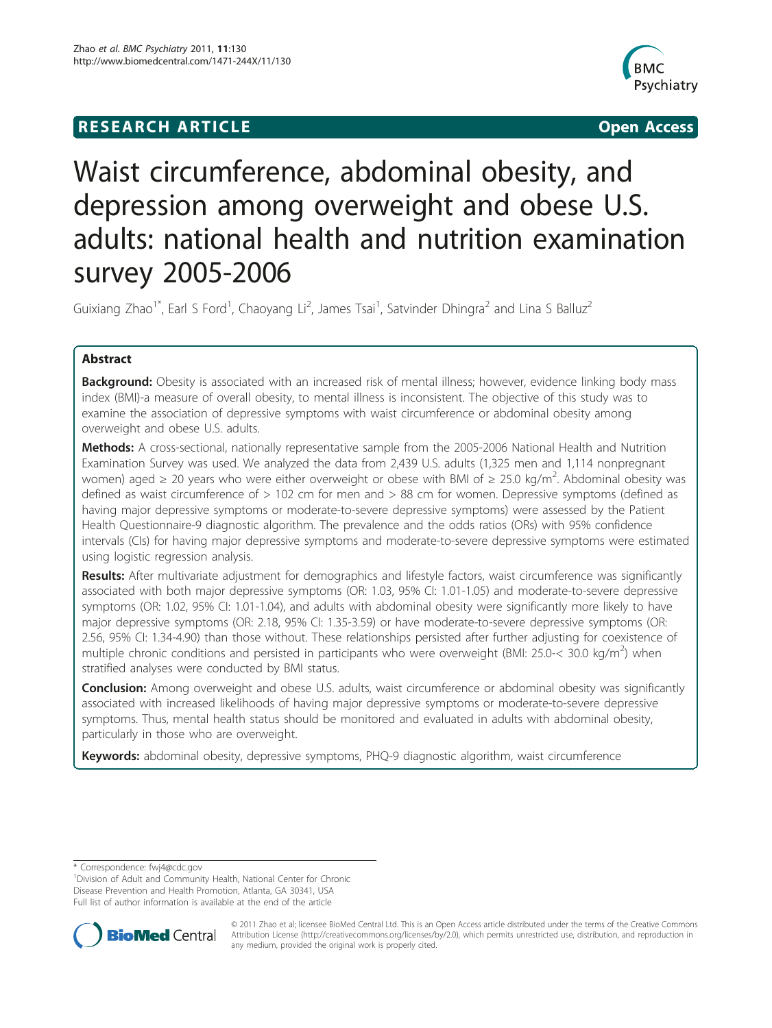**RESEARCH ARTICLE** **Open Access**

# Waist circumference, abdominal obesity, and depression among overweight and obese U.S. adults: national health and nutrition examination survey 2005-2006

Guixiang Zhao[1*], Earl S Ford[1], Chaoyang Li[2], James Tsai[1], Satvinder Dhingra[2] and Lina S Balluz[2]

## Abstract

**Background:** Obesity is associated with an increased risk of mental illness; however, evidence linking body mass index (BMI)-a measure of overall obesity, to mental illness is inconsistent. The objective of this study was to examine the association of depressive symptoms with waist circumference or abdominal obesity among overweight and obese U.S. adults.

**Methods:** A cross-sectional, nationally representative sample from the 2005-2006 National Health and Nutrition Examination Survey was used. We analyzed the data from 2,439 U.S. adults (1,325 men and 1,114 nonpregnant women) aged ≥ 20 years who were either overweight or obese with BMI of ≥ 25.0 kg/m$^2$. Abdominal obesity was defined as waist circumference of > 102 cm for men and > 88 cm for women. Depressive symptoms (defined as having major depressive symptoms or moderate-to-severe depressive symptoms) were assessed by the Patient Health Questionnaire-9 diagnostic algorithm. The prevalence and the odds ratios (ORs) with 95% confidence intervals (CIs) for having major depressive symptoms and moderate-to-severe depressive symptoms were estimated using logistic regression analysis.

**Results:** After multivariate adjustment for demographics and lifestyle factors, waist circumference was significantly associated with both major depressive symptoms (OR: 1.03, 95% CI: 1.01-1.05) and moderate-to-severe depressive symptoms (OR: 1.02, 95% CI: 1.01-1.04), and adults with abdominal obesity were significantly more likely to have major depressive symptoms (OR: 2.18, 95% CI: 1.35-3.59) or have moderate-to-severe depressive symptoms (OR: 2.56, 95% CI: 1.34-4.90) than those without. These relationships persisted after further adjusting for coexistence of multiple chronic conditions and persisted in participants who were overweight (BMI: 25.0-< 30.0 kg/m$^2$) when stratified analyses were conducted by BMI status.

**Conclusion:** Among overweight and obese U.S. adults, waist circumference or abdominal obesity was significantly associated with increased likelihoods of having major depressive symptoms or moderate-to-severe depressive symptoms. Thus, mental health status should be monitored and evaluated in adults with abdominal obesity, particularly in those who are overweight.

**Keywords:** abdominal obesity, depressive symptoms, PHQ-9 diagnostic algorithm, waist circumference

\* Correspondence: fwj4@cdc.gov
[1]Division of Adult and Community Health, National Center for Chronic Disease Prevention and Health Promotion, Atlanta, GA 30341, USA
Full list of author information is available at the end of the article

© 2011 Zhao et al; licensee BioMed Central Ltd. This is an Open Access article distributed under the terms of the Creative Commons Attribution License (http://creativecommons.org/licenses/by/2.0), which permits unrestricted use, distribution, and reproduction in any medium, provided the original work is properly cited.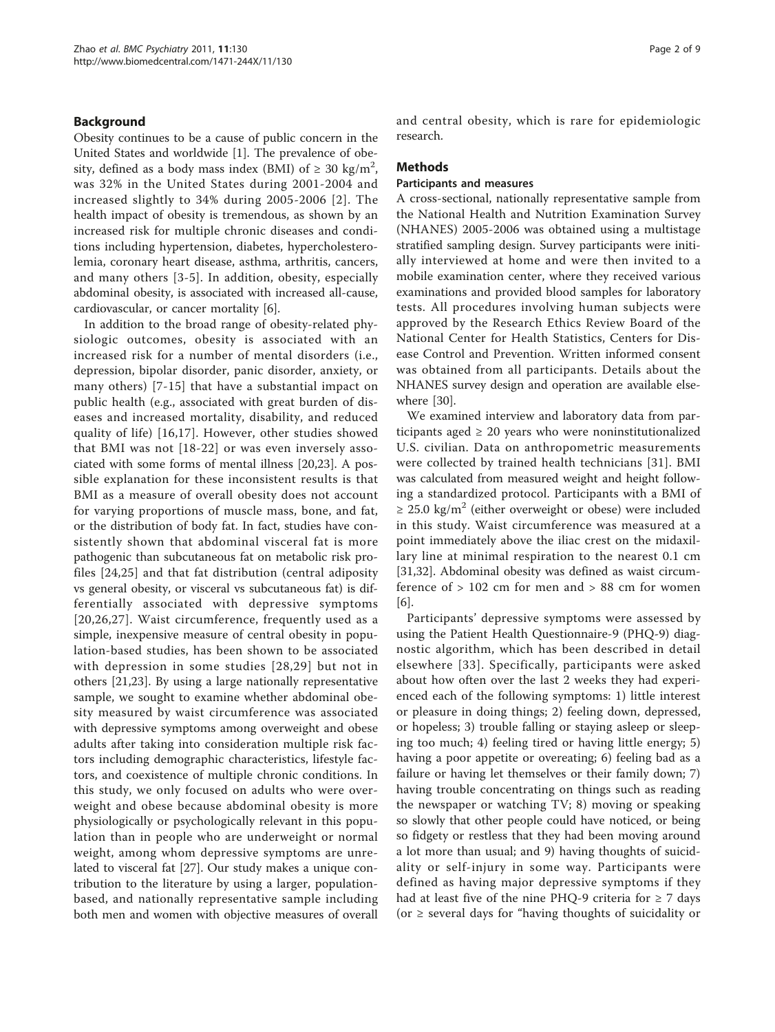## Background

Obesity continues to be a cause of public concern in the United States and worldwide [1]. The prevalence of obesity, defined as a body mass index (BMI) of ≥ 30 kg/m$^2$, was 32% in the United States during 2001-2004 and increased slightly to 34% during 2005-2006 [2]. The health impact of obesity is tremendous, as shown by an increased risk for multiple chronic diseases and conditions including hypertension, diabetes, hypercholesterolemia, coronary heart disease, asthma, arthritis, cancers, and many others [3-5]. In addition, obesity, especially abdominal obesity, is associated with increased all-cause, cardiovascular, or cancer mortality [6].

In addition to the broad range of obesity-related physiologic outcomes, obesity is associated with an increased risk for a number of mental disorders (i.e., depression, bipolar disorder, panic disorder, anxiety, or many others) [7-15] that have a substantial impact on public health (e.g., associated with great burden of diseases and increased mortality, disability, and reduced quality of life) [16,17]. However, other studies showed that BMI was not [18-22] or was even inversely associated with some forms of mental illness [20,23]. A possible explanation for these inconsistent results is that BMI as a measure of overall obesity does not account for varying proportions of muscle mass, bone, and fat, or the distribution of body fat. In fact, studies have consistently shown that abdominal visceral fat is more pathogenic than subcutaneous fat on metabolic risk profiles [24,25] and that fat distribution (central adiposity vs general obesity, or visceral vs subcutaneous fat) is differentially associated with depressive symptoms [20,26,27]. Waist circumference, frequently used as a simple, inexpensive measure of central obesity in population-based studies, has been shown to be associated with depression in some studies [28,29] but not in others [21,23]. By using a large nationally representative sample, we sought to examine whether abdominal obesity measured by waist circumference was associated with depressive symptoms among overweight and obese adults after taking into consideration multiple risk factors including demographic characteristics, lifestyle factors, and coexistence of multiple chronic conditions. In this study, we only focused on adults who were overweight and obese because abdominal obesity is more physiologically or psychologically relevant in this population than in people who are underweight or normal weight, among whom depressive symptoms are unrelated to visceral fat [27]. Our study makes a unique contribution to the literature by using a larger, population-based, and nationally representative sample including both men and women with objective measures of overall and central obesity, which is rare for epidemiologic research.

## Methods

### Participants and measures

A cross-sectional, nationally representative sample from the National Health and Nutrition Examination Survey (NHANES) 2005-2006 was obtained using a multistage stratified sampling design. Survey participants were initially interviewed at home and were then invited to a mobile examination center, where they received various examinations and provided blood samples for laboratory tests. All procedures involving human subjects were approved by the Research Ethics Review Board of the National Center for Health Statistics, Centers for Disease Control and Prevention. Written informed consent was obtained from all participants. Details about the NHANES survey design and operation are available elsewhere [30].

We examined interview and laboratory data from participants aged ≥ 20 years who were noninstitutionalized U.S. civilian. Data on anthropometric measurements were collected by trained health technicians [31]. BMI was calculated from measured weight and height following a standardized protocol. Participants with a BMI of ≥ 25.0 kg/m$^2$ (either overweight or obese) were included in this study. Waist circumference was measured at a point immediately above the iliac crest on the midaxillary line at minimal respiration to the nearest 0.1 cm [31,32]. Abdominal obesity was defined as waist circumference of > 102 cm for men and > 88 cm for women [6].

Participants' depressive symptoms were assessed by using the Patient Health Questionnaire-9 (PHQ-9) diagnostic algorithm, which has been described in detail elsewhere [33]. Specifically, participants were asked about how often over the last 2 weeks they had experienced each of the following symptoms: 1) little interest or pleasure in doing things; 2) feeling down, depressed, or hopeless; 3) trouble falling or staying asleep or sleeping too much; 4) feeling tired or having little energy; 5) having a poor appetite or overeating; 6) feeling bad as a failure or having let themselves or their family down; 7) having trouble concentrating on things such as reading the newspaper or watching TV; 8) moving or speaking so slowly that other people could have noticed, or being so fidgety or restless that they had been moving around a lot more than usual; and 9) having thoughts of suicidality or self-injury in some way. Participants were defined as having major depressive symptoms if they had at least five of the nine PHQ-9 criteria for ≥ 7 days (or ≥ several days for "having thoughts of suicidality or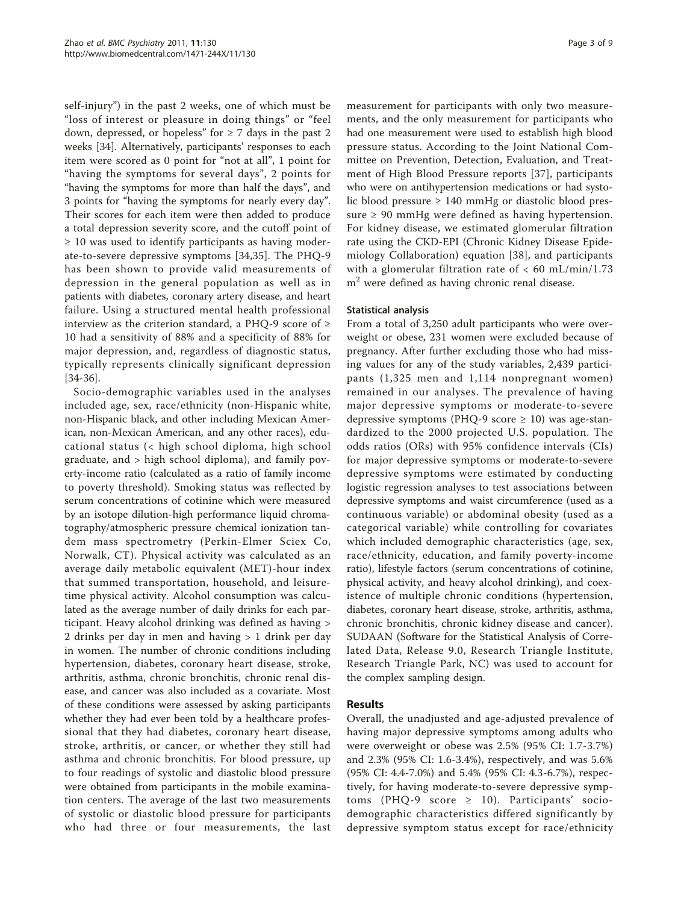self-injury") in the past 2 weeks, one of which must be "loss of interest or pleasure in doing things" or "feel down, depressed, or hopeless" for ≥ 7 days in the past 2 weeks [34]. Alternatively, participants' responses to each item were scored as 0 point for "not at all", 1 point for "having the symptoms for several days", 2 points for "having the symptoms for more than half the days", and 3 points for "having the symptoms for nearly every day". Their scores for each item were then added to produce a total depression severity score, and the cutoff point of ≥ 10 was used to identify participants as having moderate-to-severe depressive symptoms [34,35]. The PHQ-9 has been shown to provide valid measurements of depression in the general population as well as in patients with diabetes, coronary artery disease, and heart failure. Using a structured mental health professional interview as the criterion standard, a PHQ-9 score of ≥ 10 had a sensitivity of 88% and a specificity of 88% for major depression, and, regardless of diagnostic status, typically represents clinically significant depression [34-36].

Socio-demographic variables used in the analyses included age, sex, race/ethnicity (non-Hispanic white, non-Hispanic black, and other including Mexican American, non-Mexican American, and any other races), educational status (< high school diploma, high school graduate, and > high school diploma), and family poverty-income ratio (calculated as a ratio of family income to poverty threshold). Smoking status was reflected by serum concentrations of cotinine which were measured by an isotope dilution-high performance liquid chromatography/atmospheric pressure chemical ionization tandem mass spectrometry (Perkin-Elmer Sciex Co, Norwalk, CT). Physical activity was calculated as an average daily metabolic equivalent (MET)-hour index that summed transportation, household, and leisure-time physical activity. Alcohol consumption was calculated as the average number of daily drinks for each participant. Heavy alcohol drinking was defined as having > 2 drinks per day in men and having > 1 drink per day in women. The number of chronic conditions including hypertension, diabetes, coronary heart disease, stroke, arthritis, asthma, chronic bronchitis, chronic renal disease, and cancer was also included as a covariate. Most of these conditions were assessed by asking participants whether they had ever been told by a healthcare professional that they had diabetes, coronary heart disease, stroke, arthritis, or cancer, or whether they still had asthma and chronic bronchitis. For blood pressure, up to four readings of systolic and diastolic blood pressure were obtained from participants in the mobile examination centers. The average of the last two measurements of systolic or diastolic blood pressure for participants who had three or four measurements, the last measurement for participants with only two measurements, and the only measurement for participants who had one measurement were used to establish high blood pressure status. According to the Joint National Committee on Prevention, Detection, Evaluation, and Treatment of High Blood Pressure reports [37], participants who were on antihypertension medications or had systolic blood pressure ≥ 140 mmHg or diastolic blood pressure ≥ 90 mmHg were defined as having hypertension. For kidney disease, we estimated glomerular filtration rate using the CKD-EPI (Chronic Kidney Disease Epidemiology Collaboration) equation [38], and participants with a glomerular filtration rate of < 60 mL/min/1.73 $m^2$ were defined as having chronic renal disease.

### Statistical analysis

From a total of 3,250 adult participants who were overweight or obese, 231 women were excluded because of pregnancy. After further excluding those who had missing values for any of the study variables, 2,439 participants (1,325 men and 1,114 nonpregnant women) remained in our analyses. The prevalence of having major depressive symptoms or moderate-to-severe depressive symptoms (PHQ-9 score ≥ 10) was age-standardized to the 2000 projected U.S. population. The odds ratios (ORs) with 95% confidence intervals (CIs) for major depressive symptoms or moderate-to-severe depressive symptoms were estimated by conducting logistic regression analyses to test associations between depressive symptoms and waist circumference (used as a continuous variable) or abdominal obesity (used as a categorical variable) while controlling for covariates which included demographic characteristics (age, sex, race/ethnicity, education, and family poverty-income ratio), lifestyle factors (serum concentrations of cotinine, physical activity, and heavy alcohol drinking), and coexistence of multiple chronic conditions (hypertension, diabetes, coronary heart disease, stroke, arthritis, asthma, chronic bronchitis, chronic kidney disease and cancer). SUDAAN (Software for the Statistical Analysis of Correlated Data, Release 9.0, Research Triangle Institute, Research Triangle Park, NC) was used to account for the complex sampling design.

## Results

Overall, the unadjusted and age-adjusted prevalence of having major depressive symptoms among adults who were overweight or obese was 2.5% (95% CI: 1.7-3.7%) and 2.3% (95% CI: 1.6-3.4%), respectively, and was 5.6% (95% CI: 4.4-7.0%) and 5.4% (95% CI: 4.3-6.7%), respectively, for having moderate-to-severe depressive symptoms (PHQ-9 score ≥ 10). Participants' socio-demographic characteristics differed significantly by depressive symptom status except for race/ethnicity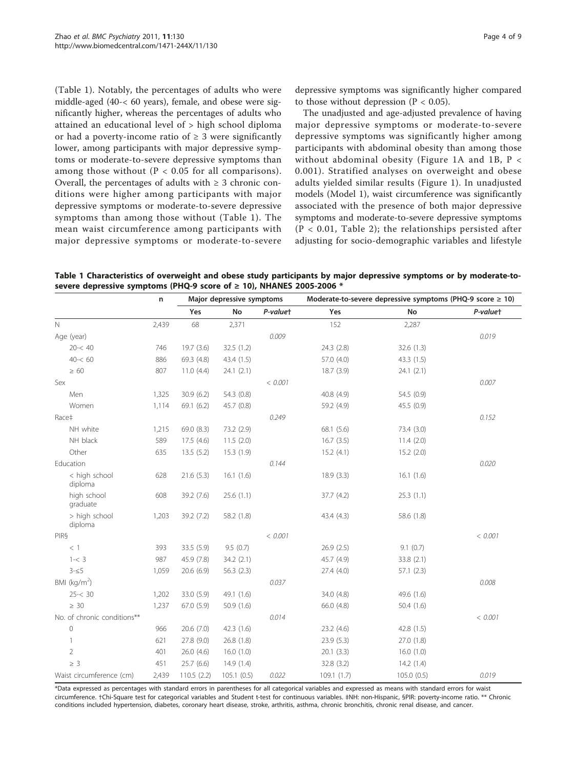(Table 1). Notably, the percentages of adults who were middle-aged (40-< 60 years), female, and obese were significantly higher, whereas the percentages of adults who attained an educational level of > high school diploma or had a poverty-income ratio of ≥ 3 were significantly lower, among participants with major depressive symptoms or moderate-to-severe depressive symptoms than among those without ($P < 0.05$ for all comparisons). Overall, the percentages of adults with ≥ 3 chronic conditions were higher among participants with major depressive symptoms or moderate-to-severe depressive symptoms than among those without (Table 1). The mean waist circumference among participants with major depressive symptoms or moderate-to-severe depressive symptoms was significantly higher compared to those without depression ($P < 0.05$).

The unadjusted and age-adjusted prevalence of having major depressive symptoms or moderate-to-severe depressive symptoms was significantly higher among participants with abdominal obesity than among those without abdominal obesity (Figure 1A and 1B, $P < 0.001$). Stratified analyses on overweight and obese adults yielded similar results (Figure 1). In unadjusted models (Model 1), waist circumference was significantly associated with the presence of both major depressive symptoms and moderate-to-severe depressive symptoms ($P < 0.01$, Table 2); the relationships persisted after adjusting for socio-demographic variables and lifestyle

**Table 1 Characteristics of overweight and obese study participants by major depressive symptoms or by moderate-to-severe depressive symptoms (PHQ-9 score of ≥ 10), NHANES 2005-2006 ***

| | n | Major depressive symptoms | | | Moderate-to-severe depressive symptoms (PHQ-9 score ≥ 10) | | |
|---|---|---|---|---|---|---|---|
| | | Yes | No | *P-value*† | Yes | No | *P-value*† |
| N | 2,439 | 68 | 2,371 | | 152 | 2,287 | |
| Age (year) | | | | 0.009 | | | 0.019 |
| 20-< 40 | 746 | 19.7 (3.6) | 32.5 (1.2) | | 24.3 (2.8) | 32.6 (1.3) | |
| 40-< 60 | 886 | 69.3 (4.8) | 43.4 (1.5) | | 57.0 (4.0) | 43.3 (1.5) | |
| ≥ 60 | 807 | 11.0 (4.4) | 24.1 (2.1) | | 18.7 (3.9) | 24.1 (2.1) | |
| Sex | | | | < 0.001 | | | 0.007 |
| Men | 1,325 | 30.9 (6.2) | 54.3 (0.8) | | 40.8 (4.9) | 54.5 (0.9) | |
| Women | 1,114 | 69.1 (6.2) | 45.7 (0.8) | | 59.2 (4.9) | 45.5 (0.9) | |
| Race‡ | | | | 0.249 | | | 0.152 |
| NH white | 1,215 | 69.0 (8.3) | 73.2 (2.9) | | 68.1 (5.6) | 73.4 (3.0) | |
| NH black | 589 | 17.5 (4.6) | 11.5 (2.0) | | 16.7 (3.5) | 11.4 (2.0) | |
| Other | 635 | 13.5 (5.2) | 15.3 (1.9) | | 15.2 (4.1) | 15.2 (2.0) | |
| Education | | | | 0.144 | | | 0.020 |
| < high school diploma | 628 | 21.6 (5.3) | 16.1 (1.6) | | 18.9 (3.3) | 16.1 (1.6) | |
| high school graduate | 608 | 39.2 (7.6) | 25.6 (1.1) | | 37.7 (4.2) | 25.3 (1.1) | |
| > high school diploma | 1,203 | 39.2 (7.2) | 58.2 (1.8) | | 43.4 (4.3) | 58.6 (1.8) | |
| PIR§ | | | | < 0.001 | | | < 0.001 |
| < 1 | 393 | 33.5 (5.9) | 9.5 (0.7) | | 26.9 (2.5) | 9.1 (0.7) | |
| 1-< 3 | 987 | 45.9 (7.8) | 34.2 (2.1) | | 45.7 (4.9) | 33.8 (2.1) | |
| 3-≤5 | 1,059 | 20.6 (6.9) | 56.3 (2.3) | | 27.4 (4.0) | 57.1 (2.3) | |
| BMI (kg/m$^2$) | | | | 0.037 | | | 0.008 |
| 25-< 30 | 1,202 | 33.0 (5.9) | 49.1 (1.6) | | 34.0 (4.8) | 49.6 (1.6) | |
| ≥ 30 | 1,237 | 67.0 (5.9) | 50.9 (1.6) | | 66.0 (4.8) | 50.4 (1.6) | |
| No. of chronic conditions** | | | | 0.014 | | | < 0.001 |
| 0 | 966 | 20.6 (7.0) | 42.3 (1.6) | | 23.2 (4.6) | 42.8 (1.5) | |
| 1 | 621 | 27.8 (9.0) | 26.8 (1.8) | | 23.9 (5.3) | 27.0 (1.8) | |
| 2 | 401 | 26.0 (4.6) | 16.0 (1.0) | | 20.1 (3.3) | 16.0 (1.0) | |
| ≥ 3 | 451 | 25.7 (6.6) | 14.9 (1.4) | | 32.8 (3.2) | 14.2 (1.4) | |
| Waist circumference (cm) | 2,439 | 110.5 (2.2) | 105.1 (0.5) | 0.022 | 109.1 (1.7) | 105.0 (0.5) | 0.019 |

*Data expressed as percentages with standard errors in parentheses for all categorical variables and expressed as means with standard errors for waist circumference. †Chi-Square test for categorical variables and Student t-test for continuous variables. ‡NH: non-Hispanic, §PIR: poverty-income ratio. ** Chronic conditions included hypertension, diabetes, coronary heart disease, stroke, arthritis, asthma, chronic bronchitis, chronic renal disease, and cancer.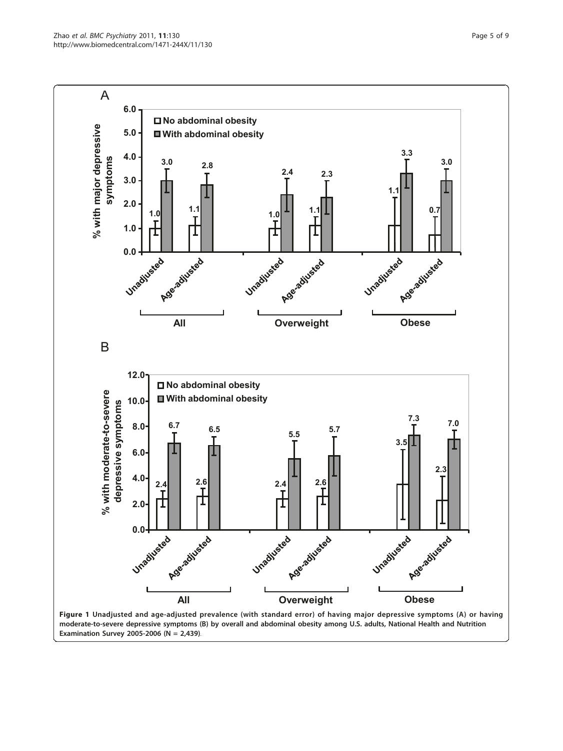**Figure 1 Unadjusted and age-adjusted prevalence (with standard error) of having major depressive symptoms (A) or having moderate-to-severe depressive symptoms (B) by overall and abdominal obesity among U.S. adults, National Health and Nutrition Examination Survey 2005-2006 (N = 2,439).**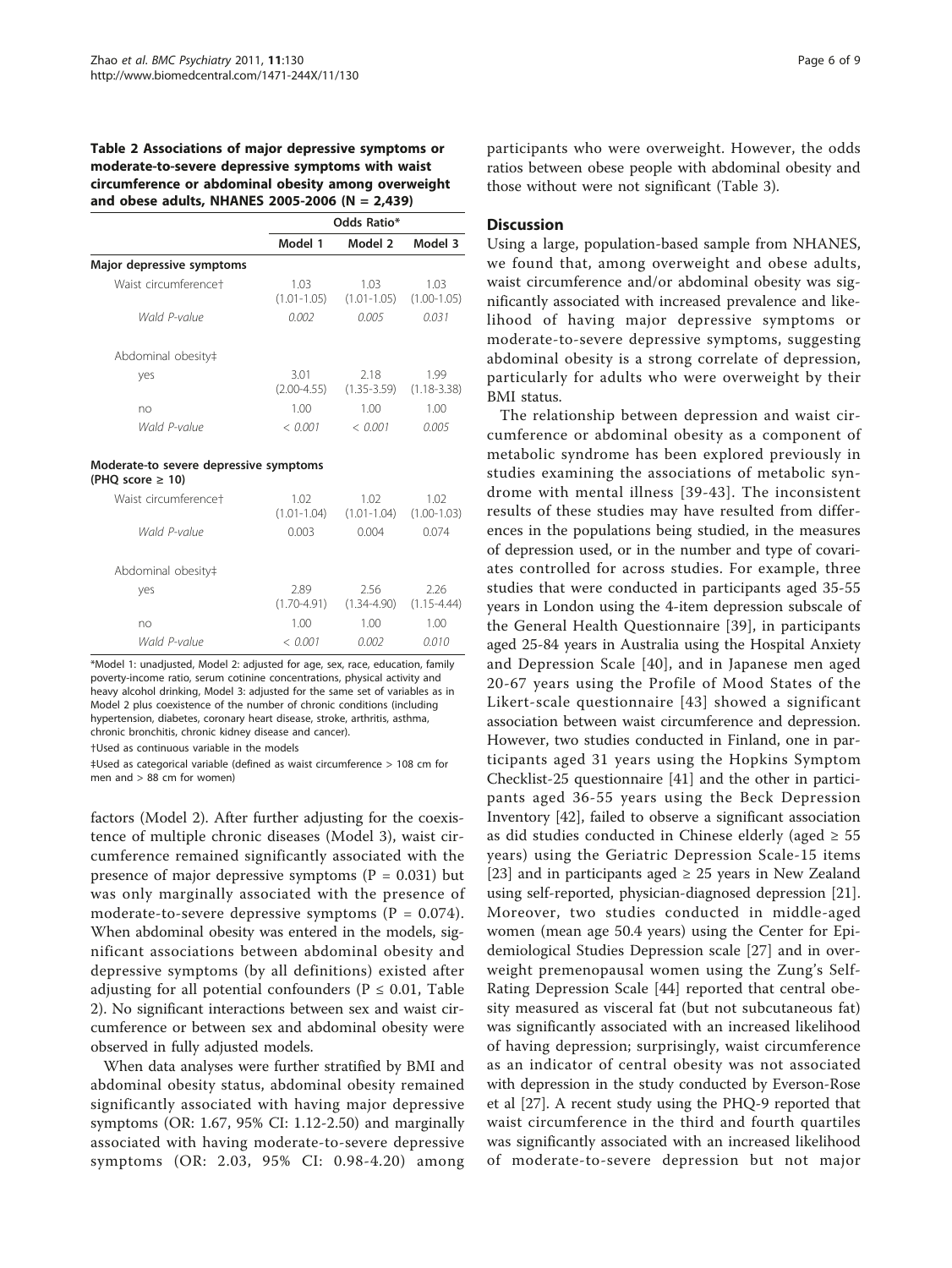**Table 2 Associations of major depressive symptoms or moderate-to-severe depressive symptoms with waist circumference or abdominal obesity among overweight and obese adults, NHANES 2005-2006 (N = 2,439)**

| | Odds Ratio* | | |
|---|---|---|---|
| | Model 1 | Model 2 | Model 3 |
| **Major depressive symptoms** | | | |
| Waist circumference† | 1.03 (1.01-1.05) | 1.03 (1.01-1.05) | 1.03 (1.00-1.05) |
| *Wald P-value* | *0.002* | *0.005* | *0.031* |
| Abdominal obesity‡ | | | |
| yes | 3.01 (2.00-4.55) | 2.18 (1.35-3.59) | 1.99 (1.18-3.38) |
| no | 1.00 | 1.00 | 1.00 |
| *Wald P-value* | *< 0.001* | *< 0.001* | *0.005* |
| **Moderate-to severe depressive symptoms (PHQ score ≥ 10)** | | | |
| Waist circumference† | 1.02 (1.01-1.04) | 1.02 (1.01-1.04) | 1.02 (1.00-1.03) |
| *Wald P-value* | 0.003 | 0.004 | 0.074 |
| Abdominal obesity‡ | | | |
| yes | 2.89 (1.70-4.91) | 2.56 (1.34-4.90) | 2.26 (1.15-4.44) |
| no | 1.00 | 1.00 | 1.00 |
| *Wald P-value* | *< 0.001* | *0.002* | *0.010* |

*Model 1: unadjusted, Model 2: adjusted for age, sex, race, education, family poverty-income ratio, serum cotinine concentrations, physical activity and heavy alcohol drinking, Model 3: adjusted for the same set of variables as in Model 2 plus coexistence of the number of chronic conditions (including hypertension, diabetes, coronary heart disease, stroke, arthritis, asthma, chronic bronchitis, chronic kidney disease and cancer).

†Used as continuous variable in the models

‡Used as categorical variable (defined as waist circumference > 108 cm for men and > 88 cm for women)

factors (Model 2). After further adjusting for the coexistence of multiple chronic diseases (Model 3), waist circumference remained significantly associated with the presence of major depressive symptoms (P = 0.031) but was only marginally associated with the presence of moderate-to-severe depressive symptoms (P = 0.074). When abdominal obesity was entered in the models, significant associations between abdominal obesity and depressive symptoms (by all definitions) existed after adjusting for all potential confounders (P ≤ 0.01, Table 2). No significant interactions between sex and waist circumference or between sex and abdominal obesity were observed in fully adjusted models.

When data analyses were further stratified by BMI and abdominal obesity status, abdominal obesity remained significantly associated with having major depressive symptoms (OR: 1.67, 95% CI: 1.12-2.50) and marginally associated with having moderate-to-severe depressive symptoms (OR: 2.03, 95% CI: 0.98-4.20) among participants who were overweight. However, the odds ratios between obese people with abdominal obesity and those without were not significant (Table 3).

## Discussion

Using a large, population-based sample from NHANES, we found that, among overweight and obese adults, waist circumference and/or abdominal obesity was significantly associated with increased prevalence and likelihood of having major depressive symptoms or moderate-to-severe depressive symptoms, suggesting abdominal obesity is a strong correlate of depression, particularly for adults who were overweight by their BMI status.

The relationship between depression and waist circumference or abdominal obesity as a component of metabolic syndrome has been explored previously in studies examining the associations of metabolic syndrome with mental illness [39-43]. The inconsistent results of these studies may have resulted from differences in the populations being studied, in the measures of depression used, or in the number and type of covariates controlled for across studies. For example, three studies that were conducted in participants aged 35-55 years in London using the 4-item depression subscale of the General Health Questionnaire [39], in participants aged 25-84 years in Australia using the Hospital Anxiety and Depression Scale [40], and in Japanese men aged 20-67 years using the Profile of Mood States of the Likert-scale questionnaire [43] showed a significant association between waist circumference and depression. However, two studies conducted in Finland, one in participants aged 31 years using the Hopkins Symptom Checklist-25 questionnaire [41] and the other in participants aged 36-55 years using the Beck Depression Inventory [42], failed to observe a significant association as did studies conducted in Chinese elderly (aged ≥ 55 years) using the Geriatric Depression Scale-15 items [23] and in participants aged ≥ 25 years in New Zealand using self-reported, physician-diagnosed depression [21]. Moreover, two studies conducted in middle-aged women (mean age 50.4 years) using the Center for Epidemiological Studies Depression scale [27] and in overweight premenopausal women using the Zung's Self-Rating Depression Scale [44] reported that central obesity measured as visceral fat (but not subcutaneous fat) was significantly associated with an increased likelihood of having depression; surprisingly, waist circumference as an indicator of central obesity was not associated with depression in the study conducted by Everson-Rose et al [27]. A recent study using the PHQ-9 reported that waist circumference in the third and fourth quartiles was significantly associated with an increased likelihood of moderate-to-severe depression but not major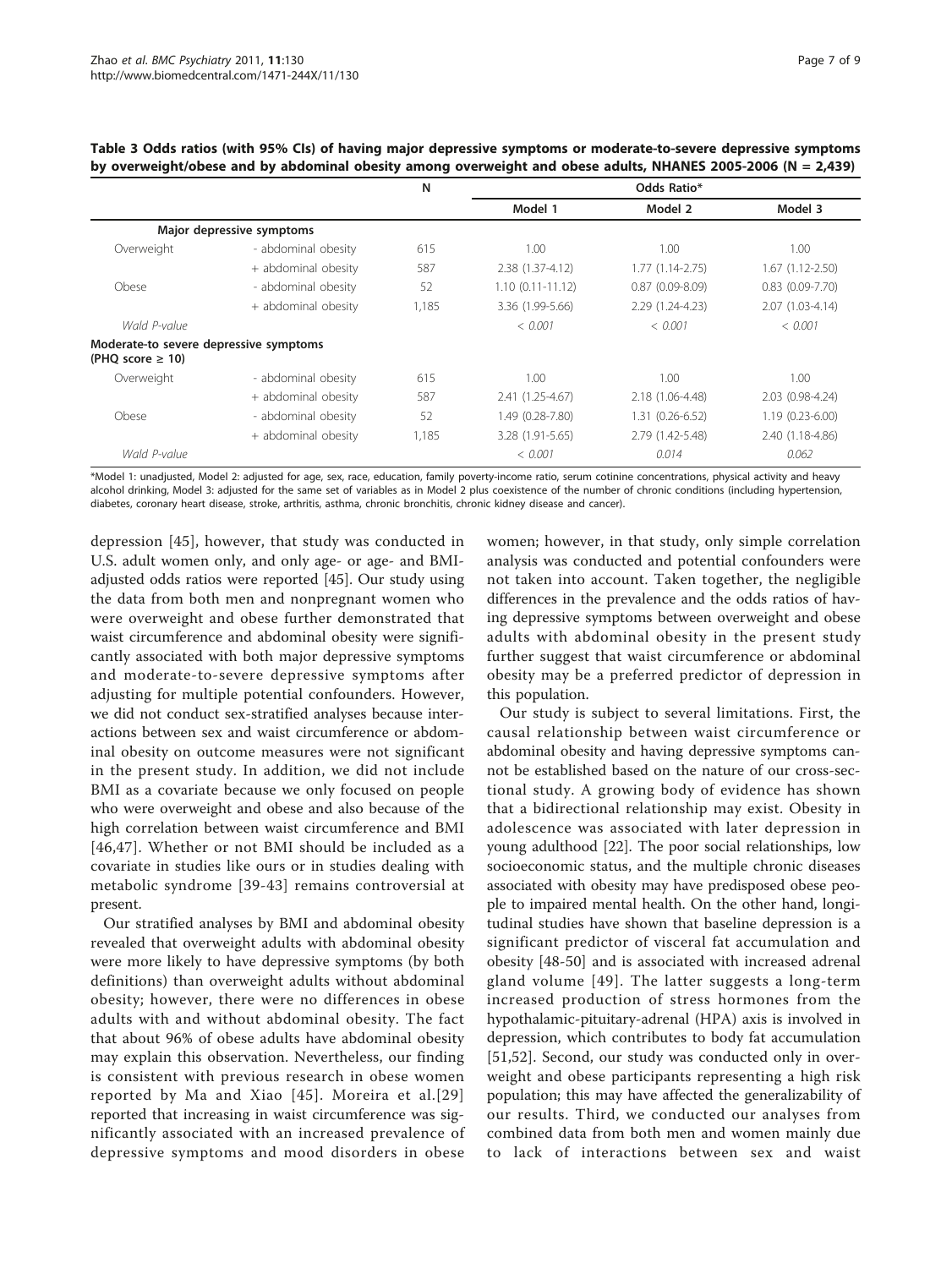**Table 3 Odds ratios (with 95% CIs) of having major depressive symptoms or moderate-to-severe depressive symptoms by overweight/obese and by abdominal obesity among overweight and obese adults, NHANES 2005-2006 (N = 2,439)**

| | | N | Odds Ratio* | | |
|---|---|---|---|---|---|
| | | | Model 1 | Model 2 | Model 3 |
| **Major depressive symptoms** | | | | | |
| Overweight | - abdominal obesity | 615 | 1.00 | 1.00 | 1.00 |
| | + abdominal obesity | 587 | 2.38 (1.37-4.12) | 1.77 (1.14-2.75) | 1.67 (1.12-2.50) |
| Obese | - abdominal obesity | 52 | 1.10 (0.11-11.12) | 0.87 (0.09-8.09) | 0.83 (0.09-7.70) |
| | + abdominal obesity | 1,185 | 3.36 (1.99-5.66) | 2.29 (1.24-4.23) | 2.07 (1.03-4.14) |
| *Wald P-value* | | | *< 0.001* | *< 0.001* | *< 0.001* |
| **Moderate-to severe depressive symptoms (PHQ score ≥ 10)** | | | | | |
| Overweight | - abdominal obesity | 615 | 1.00 | 1.00 | 1.00 |
| | + abdominal obesity | 587 | 2.41 (1.25-4.67) | 2.18 (1.06-4.48) | 2.03 (0.98-4.24) |
| Obese | - abdominal obesity | 52 | 1.49 (0.28-7.80) | 1.31 (0.26-6.52) | 1.19 (0.23-6.00) |
| | + abdominal obesity | 1,185 | 3.28 (1.91-5.65) | 2.79 (1.42-5.48) | 2.40 (1.18-4.86) |
| *Wald P-value* | | | *< 0.001* | *0.014* | *0.062* |

*Model 1: unadjusted, Model 2: adjusted for age, sex, race, education, family poverty-income ratio, serum cotinine concentrations, physical activity and heavy alcohol drinking, Model 3: adjusted for the same set of variables as in Model 2 plus coexistence of the number of chronic conditions (including hypertension, diabetes, coronary heart disease, stroke, arthritis, asthma, chronic bronchitis, chronic kidney disease and cancer).

depression [45], however, that study was conducted in U.S. adult women only, and only age- or age- and BMI-adjusted odds ratios were reported [45]. Our study using the data from both men and nonpregnant women who were overweight and obese further demonstrated that waist circumference and abdominal obesity were significantly associated with both major depressive symptoms and moderate-to-severe depressive symptoms after adjusting for multiple potential confounders. However, we did not conduct sex-stratified analyses because interactions between sex and waist circumference or abdominal obesity on outcome measures were not significant in the present study. In addition, we did not include BMI as a covariate because we only focused on people who were overweight and obese and also because of the high correlation between waist circumference and BMI [46,47]. Whether or not BMI should be included as a covariate in studies like ours or in studies dealing with metabolic syndrome [39-43] remains controversial at present.

Our stratified analyses by BMI and abdominal obesity revealed that overweight adults with abdominal obesity were more likely to have depressive symptoms (by both definitions) than overweight adults without abdominal obesity; however, there were no differences in obese adults with and without abdominal obesity. The fact that about 96% of obese adults have abdominal obesity may explain this observation. Nevertheless, our finding is consistent with previous research in obese women reported by Ma and Xiao [45]. Moreira et al.[29] reported that increasing in waist circumference was significantly associated with an increased prevalence of depressive symptoms and mood disorders in obese women; however, in that study, only simple correlation analysis was conducted and potential confounders were not taken into account. Taken together, the negligible differences in the prevalence and the odds ratios of having depressive symptoms between overweight and obese adults with abdominal obesity in the present study further suggest that waist circumference or abdominal obesity may be a preferred predictor of depression in this population.

Our study is subject to several limitations. First, the causal relationship between waist circumference or abdominal obesity and having depressive symptoms cannot be established based on the nature of our cross-sectional study. A growing body of evidence has shown that a bidirectional relationship may exist. Obesity in adolescence was associated with later depression in young adulthood [22]. The poor social relationships, low socioeconomic status, and the multiple chronic diseases associated with obesity may have predisposed obese people to impaired mental health. On the other hand, longitudinal studies have shown that baseline depression is a significant predictor of visceral fat accumulation and obesity [48-50] and is associated with increased adrenal gland volume [49]. The latter suggests a long-term increased production of stress hormones from the hypothalamic-pituitary-adrenal (HPA) axis is involved in depression, which contributes to body fat accumulation [51,52]. Second, our study was conducted only in overweight and obese participants representing a high risk population; this may have affected the generalizability of our results. Third, we conducted our analyses from combined data from both men and women mainly due to lack of interactions between sex and waist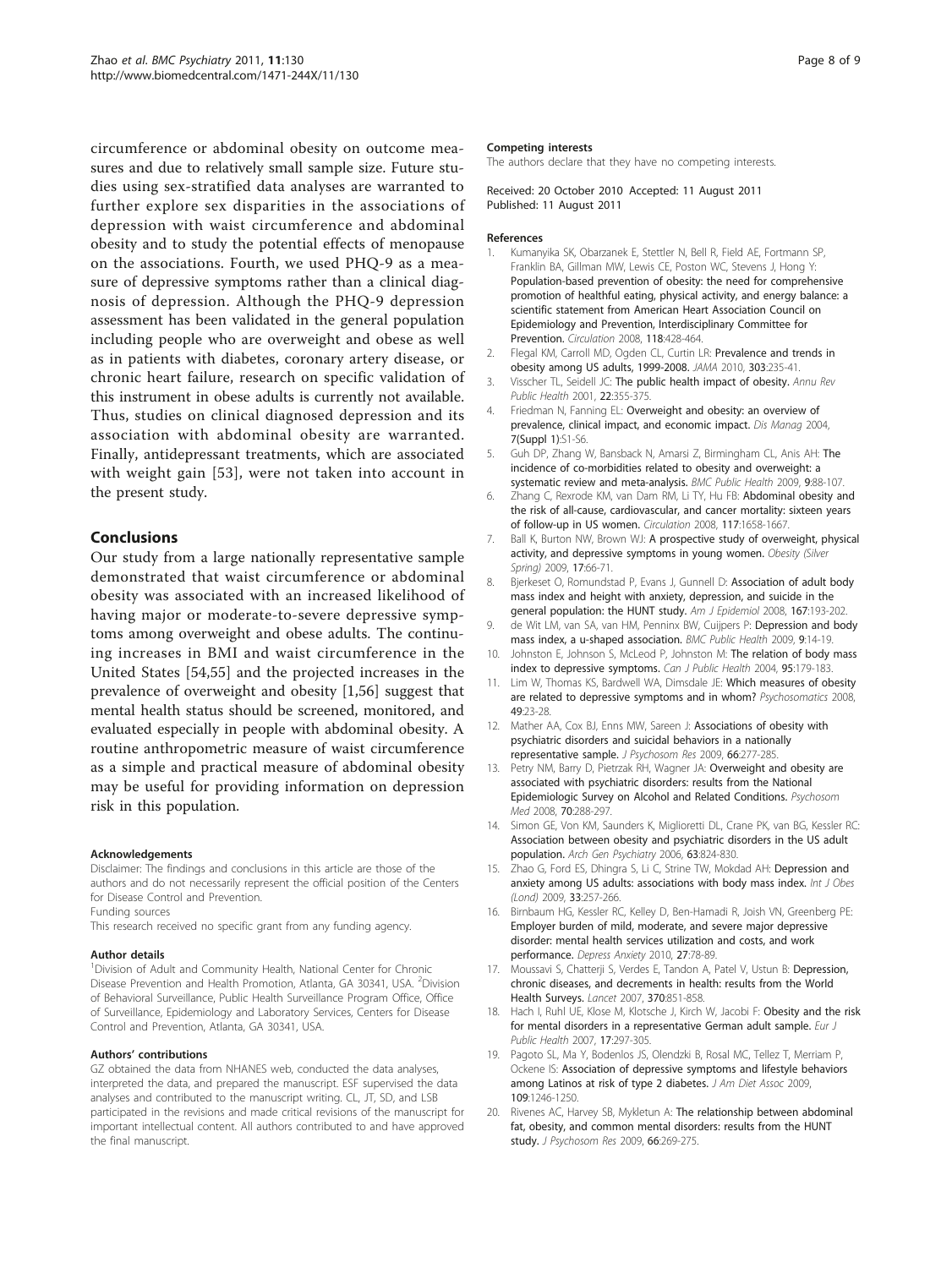circumference or abdominal obesity on outcome measures and due to relatively small sample size. Future studies using sex-stratified data analyses are warranted to further explore sex disparities in the associations of depression with waist circumference and abdominal obesity and to study the potential effects of menopause on the associations. Fourth, we used PHQ-9 as a measure of depressive symptoms rather than a clinical diagnosis of depression. Although the PHQ-9 depression assessment has been validated in the general population including people who are overweight and obese as well as in patients with diabetes, coronary artery disease, or chronic heart failure, research on specific validation of this instrument in obese adults is currently not available. Thus, studies on clinical diagnosed depression and its association with abdominal obesity are warranted. Finally, antidepressant treatments, which are associated with weight gain [53], were not taken into account in the present study.

## Conclusions

Our study from a large nationally representative sample demonstrated that waist circumference or abdominal obesity was associated with an increased likelihood of having major or moderate-to-severe depressive symptoms among overweight and obese adults. The continuing increases in BMI and waist circumference in the United States [54,55] and the projected increases in the prevalence of overweight and obesity [1,56] suggest that mental health status should be screened, monitored, and evaluated especially in people with abdominal obesity. A routine anthropometric measure of waist circumference as a simple and practical measure of abdominal obesity may be useful for providing information on depression risk in this population.

#### Acknowledgements

Disclaimer: The findings and conclusions in this article are those of the authors and do not necessarily represent the official position of the Centers for Disease Control and Prevention.

Funding sources

This research received no specific grant from any funding agency.

#### Author details

[1]Division of Adult and Community Health, National Center for Chronic Disease Prevention and Health Promotion, Atlanta, GA 30341, USA. [2]Division of Behavioral Surveillance, Public Health Surveillance Program Office, Office of Surveillance, Epidemiology and Laboratory Services, Centers for Disease Control and Prevention, Atlanta, GA 30341, USA.

#### Authors' contributions

GZ obtained the data from NHANES web, conducted the data analyses, interpreted the data, and prepared the manuscript. ESF supervised the data analyses and contributed to the manuscript writing. CL, JT, SD, and LSB participated in the revisions and made critical revisions of the manuscript for important intellectual content. All authors contributed to and have approved the final manuscript.

#### Competing interests

The authors declare that they have no competing interests.

Received: 20 October 2010 Accepted: 11 August 2011
Published: 11 August 2011

#### References

1. Kumanyika SK, Obarzanek E, Stettler N, Bell R, Field AE, Fortmann SP, Franklin BA, Gillman MW, Lewis CE, Poston WC, Stevens J, Hong Y: Population-based prevention of obesity: the need for comprehensive promotion of healthful eating, physical activity, and energy balance: a scientific statement from American Heart Association Council on Epidemiology and Prevention, Interdisciplinary Committee for Prevention. *Circulation* 2008, 118:428-464.
2. Flegal KM, Carroll MD, Ogden CL, Curtin LR: Prevalence and trends in obesity among US adults, 1999-2008. *JAMA* 2010, 303:235-41.
3. Visscher TL, Seidell JC: The public health impact of obesity. *Annu Rev Public Health* 2001, 22:355-375.
4. Friedman N, Fanning EL: Overweight and obesity: an overview of prevalence, clinical impact, and economic impact. *Dis Manag* 2004, 7(Suppl 1):S1-S6.
5. Guh DP, Zhang W, Bansback N, Amarsi Z, Birmingham CL, Anis AH: The incidence of co-morbidities related to obesity and overweight: a systematic review and meta-analysis. *BMC Public Health* 2009, 9:88-107.
6. Zhang C, Rexrode KM, van Dam RM, Li TY, Hu FB: Abdominal obesity and the risk of all-cause, cardiovascular, and cancer mortality: sixteen years of follow-up in US women. *Circulation* 2008, 117:1658-1667.
7. Ball K, Burton NW, Brown WJ: A prospective study of overweight, physical activity, and depressive symptoms in young women. *Obesity (Silver Spring)* 2009, 17:66-71.
8. Bjerkeset O, Romundstad P, Evans J, Gunnell D: Association of adult body mass index and height with anxiety, depression, and suicide in the general population: the HUNT study. *Am J Epidemiol* 2008, 167:193-202.
9. de Wit LM, van SA, van HM, Penninx BW, Cuijpers P: Depression and body mass index, a u-shaped association. *BMC Public Health* 2009, 9:14-19.
10. Johnston E, Johnson S, McLeod P, Johnston M: The relation of body mass index to depressive symptoms. *Can J Public Health* 2004, 95:179-183.
11. Lim W, Thomas KS, Bardwell WA, Dimsdale JE: Which measures of obesity are related to depressive symptoms and in whom? *Psychosomatics* 2008, 49:23-28.
12. Mather AA, Cox BJ, Enns MW, Sareen J: Associations of obesity with psychiatric disorders and suicidal behaviors in a nationally representative sample. *J Psychosom Res* 2009, 66:277-285.
13. Petry NM, Barry D, Pietrzak RH, Wagner JA: Overweight and obesity are associated with psychiatric disorders: results from the National Epidemiologic Survey on Alcohol and Related Conditions. *Psychosom Med* 2008, 70:288-297.
14. Simon GE, Von KM, Saunders K, Miglioretti DL, Crane PK, van BG, Kessler RC: Association between obesity and psychiatric disorders in the US adult population. *Arch Gen Psychiatry* 2006, 63:824-830.
15. Zhao G, Ford ES, Dhingra S, Li C, Strine TW, Mokdad AH: Depression and anxiety among US adults: associations with body mass index. *Int J Obes (Lond)* 2009, 33:257-266.
16. Birnbaum HG, Kessler RC, Kelley D, Ben-Hamadi R, Joish VN, Greenberg PE: Employer burden of mild, moderate, and severe major depressive disorder: mental health services utilization and costs, and work performance. *Depress Anxiety* 2010, 27:78-89.
17. Moussavi S, Chatterji S, Verdes E, Tandon A, Patel V, Ustun B: Depression, chronic diseases, and decrements in health: results from the World Health Surveys. *Lancet* 2007, 370:851-858.
18. Hach I, Ruhl UE, Klose M, Klotsche J, Kirch W, Jacobi F: Obesity and the risk for mental disorders in a representative German adult sample. *Eur J Public Health* 2007, 17:297-305.
19. Pagoto SL, Ma Y, Bodenlos JS, Olendzki B, Rosal MC, Tellez T, Merriam P, Ockene IS: Association of depressive symptoms and lifestyle behaviors among Latinos at risk of type 2 diabetes. *J Am Diet Assoc* 2009, 109:1246-1250.
20. Rivenes AC, Harvey SB, Mykletun A: The relationship between abdominal fat, obesity, and common mental disorders: results from the HUNT study. *J Psychosom Res* 2009, 66:269-275.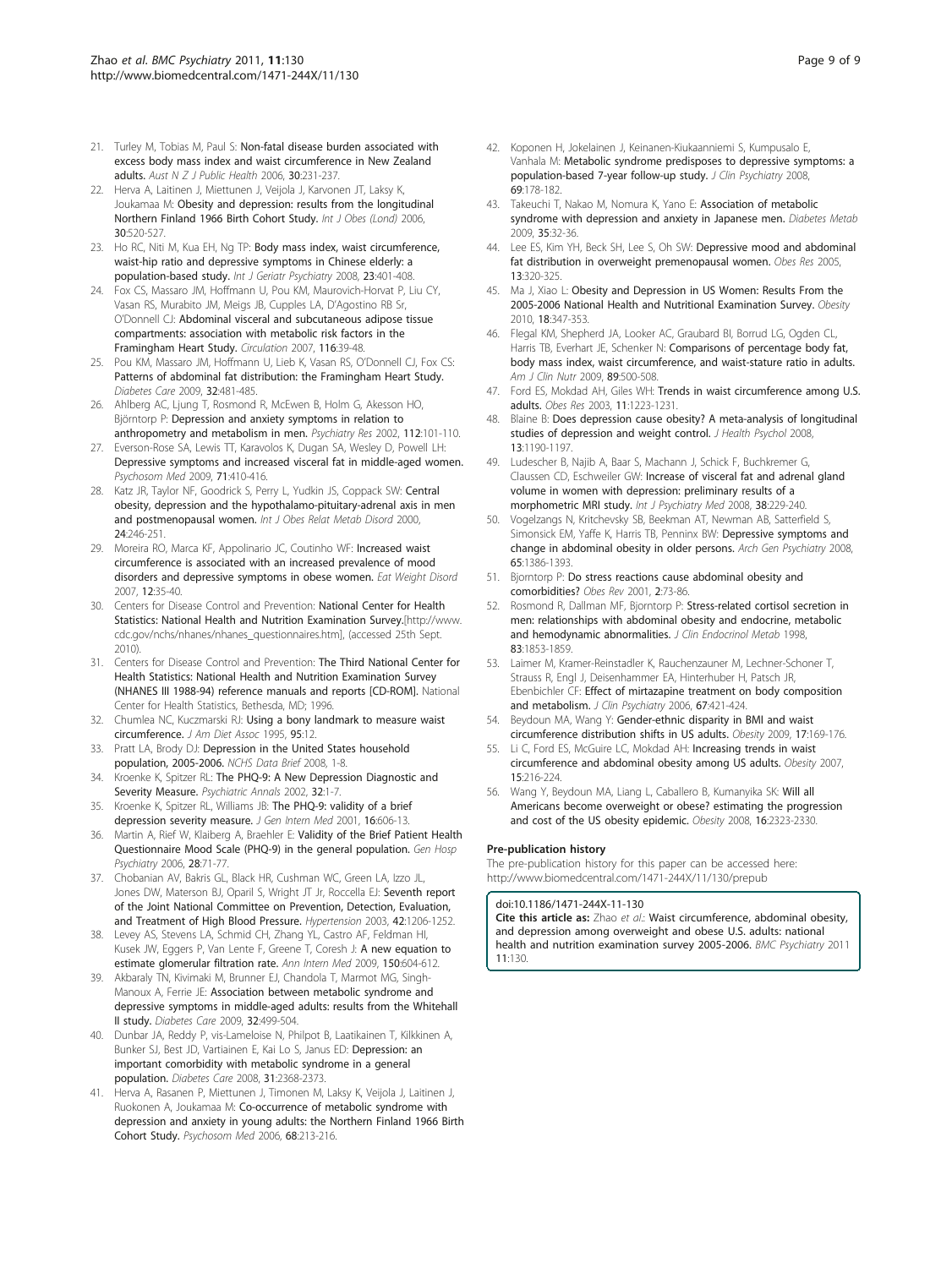21. Turley M, Tobias M, Paul S: **Non-fatal disease burden associated with excess body mass index and waist circumference in New Zealand adults.** *Aust N Z J Public Health* 2006, **30**:231-237.
22. Herva A, Laitinen J, Miettunen J, Veijola J, Karvonen JT, Laksy K, Joukamaa M: **Obesity and depression: results from the longitudinal Northern Finland 1966 Birth Cohort Study.** *Int J Obes (Lond)* 2006, **30**:520-527.
23. Ho RC, Niti M, Kua EH, Ng TP: **Body mass index, waist circumference, waist-hip ratio and depressive symptoms in Chinese elderly: a population-based study.** *Int J Geriatr Psychiatry* 2008, **23**:401-408.
24. Fox CS, Massaro JM, Hoffmann U, Pou KM, Maurovich-Horvat P, Liu CY, Vasan RS, Murabito JM, Meigs JB, Cupples LA, D'Agostino RB Sr, O'Donnell CJ: **Abdominal visceral and subcutaneous adipose tissue compartments: association with metabolic risk factors in the Framingham Heart Study.** *Circulation* 2007, **116**:39-48.
25. Pou KM, Massaro JM, Hoffmann U, Lieb K, Vasan RS, O'Donnell CJ, Fox CS: **Patterns of abdominal fat distribution: the Framingham Heart Study.** *Diabetes Care* 2009, **32**:481-485.
26. Ahlberg AC, Ljung T, Rosmond R, McEwen B, Holm G, Akesson HO, Björntorp P: **Depression and anxiety symptoms in relation to anthropometry and metabolism in men.** *Psychiatry Res* 2002, **112**:101-110.
27. Everson-Rose SA, Lewis TT, Karavolos K, Dugan SA, Wesley D, Powell LH: **Depressive symptoms and increased visceral fat in middle-aged women.** *Psychosom Med* 2009, **71**:410-416.
28. Katz JR, Taylor NF, Goodrick S, Perry L, Yudkin JS, Coppack SW: **Central obesity, depression and the hypothalamo-pituitary-adrenal axis in men and postmenopausal women.** *Int J Obes Relat Metab Disord* 2000, **24**:246-251.
29. Moreira RO, Marca KF, Appolinario JC, Coutinho WF: **Increased waist circumference is associated with an increased prevalence of mood disorders and depressive symptoms in obese women.** *Eat Weight Disord* 2007, **12**:35-40.
30. Centers for Disease Control and Prevention: **National Center for Health Statistics: National Health and Nutrition Examination Survey.**[http://www.cdc.gov/nchs/nhanes/nhanes_questionnaires.htm], (accessed 25th Sept. 2010).
31. Centers for Disease Control and Prevention: **The Third National Center for Health Statistics: National Health and Nutrition Examination Survey (NHANES III 1988-94) reference manuals and reports [CD-ROM].** National Center for Health Statistics, Bethesda, MD; 1996.
32. Chumlea NC, Kuczmarski RJ: **Using a bony landmark to measure waist circumference.** *J Am Diet Assoc* 1995, **95**:12.
33. Pratt LA, Brody DJ: **Depression in the United States household population, 2005-2006.** *NCHS Data Brief* 2008, 1-8.
34. Kroenke K, Spitzer RL: **The PHQ-9: A New Depression Diagnostic and Severity Measure.** *Psychiatric Annals* 2002, **32**:1-7.
35. Kroenke K, Spitzer RL, Williams JB: **The PHQ-9: validity of a brief depression severity measure.** *J Gen Intern Med* 2001, **16**:606-13.
36. Martin A, Rief W, Klaiberg A, Braehler E: **Validity of the Brief Patient Health Questionnaire Mood Scale (PHQ-9) in the general population.** *Gen Hosp Psychiatry* 2006, **28**:71-77.
37. Chobanian AV, Bakris GL, Black HR, Cushman WC, Green LA, Izzo JL, Jones DW, Materson BJ, Oparil S, Wright JT Jr, Roccella EJ: **Seventh report of the Joint National Committee on Prevention, Detection, Evaluation, and Treatment of High Blood Pressure.** *Hypertension* 2003, **42**:1206-1252.
38. Levey AS, Stevens LA, Schmid CH, Zhang YL, Castro AF, Feldman HI, Kusek JW, Eggers P, Van Lente F, Greene T, Coresh J: **A new equation to estimate glomerular filtration rate.** *Ann Intern Med* 2009, **150**:604-612.
39. Akbaraly TN, Kivimaki M, Brunner EJ, Chandola T, Marmot MG, Singh-Manoux A, Ferrie JE: **Association between metabolic syndrome and depressive symptoms in middle-aged adults: results from the Whitehall II study.** *Diabetes Care* 2009, **32**:499-504.
40. Dunbar JA, Reddy P, vis-Lameloise N, Philpot B, Laatikainen T, Kilkkinen A, Bunker SJ, Best JD, Vartiainen E, Kai Lo S, Janus ED: **Depression: an important comorbidity with metabolic syndrome in a general population.** *Diabetes Care* 2008, **31**:2368-2373.
41. Herva A, Rasanen P, Miettunen J, Timonen M, Laksy K, Veijola J, Laitinen J, Ruokonen A, Joukamaa M: **Co-occurrence of metabolic syndrome with depression and anxiety in young adults: the Northern Finland 1966 Birth Cohort Study.** *Psychosom Med* 2006, **68**:213-216.
42. Koponen H, Jokelainen J, Keinanen-Kiukaanniemi S, Kumpusalo E, Vanhala M: **Metabolic syndrome predisposes to depressive symptoms: a population-based 7-year follow-up study.** *J Clin Psychiatry* 2008, **69**:178-182.
43. Takeuchi T, Nakao M, Nomura K, Yano E: **Association of metabolic syndrome with depression and anxiety in Japanese men.** *Diabetes Metab* 2009, **35**:32-36.
44. Lee ES, Kim YH, Beck SH, Lee S, Oh SW: **Depressive mood and abdominal fat distribution in overweight premenopausal women.** *Obes Res* 2005, **13**:320-325.
45. Ma J, Xiao L: **Obesity and Depression in US Women: Results From the 2005-2006 National Health and Nutritional Examination Survey.** *Obesity* 2010, **18**:347-353.
46. Flegal KM, Shepherd JA, Looker AC, Graubard BI, Borrud LG, Ogden CL, Harris TB, Everhart JE, Schenker N: **Comparisons of percentage body fat, body mass index, waist circumference, and waist-stature ratio in adults.** *Am J Clin Nutr* 2009, **89**:500-508.
47. Ford ES, Mokdad AH, Giles WH: **Trends in waist circumference among U.S. adults.** *Obes Res* 2003, **11**:1223-1231.
48. Blaine B: **Does depression cause obesity? A meta-analysis of longitudinal studies of depression and weight control.** *J Health Psychol* 2008, **13**:1190-1197.
49. Ludescher B, Najib A, Baar S, Machann J, Schick F, Buchkremer G, Claussen CD, Eschweiler GW: **Increase of visceral fat and adrenal gland volume in women with depression: preliminary results of a morphometric MRI study.** *Int J Psychiatry Med* 2008, **38**:229-240.
50. Vogelzangs N, Kritchevsky SB, Beekman AT, Newman AB, Satterfield S, Simonsick EM, Yaffe K, Harris TB, Penninx BW: **Depressive symptoms and change in abdominal obesity in older persons.** *Arch Gen Psychiatry* 2008, **65**:1386-1393.
51. Bjorntorp P: **Do stress reactions cause abdominal obesity and comorbidities?** *Obes Rev* 2001, **2**:73-86.
52. Rosmond R, Dallman MF, Bjorntorp P: **Stress-related cortisol secretion in men: relationships with abdominal obesity and endocrine, metabolic and hemodynamic abnormalities.** *J Clin Endocrinol Metab* 1998, **83**:1853-1859.
53. Laimer M, Kramer-Reinstadler K, Rauchenzauner M, Lechner-Schoner T, Strauss R, Engl J, Deisenhammer EA, Hinterhuber H, Patsch JR, Ebenbichler CF: **Effect of mirtazapine treatment on body composition and metabolism.** *J Clin Psychiatry* 2006, **67**:421-424.
54. Beydoun MA, Wang Y: **Gender-ethnic disparity in BMI and waist circumference distribution shifts in US adults.** *Obesity* 2009, **17**:169-176.
55. Li C, Ford ES, McGuire LC, Mokdad AH: **Increasing trends in waist circumference and abdominal obesity among US adults.** *Obesity* 2007, **15**:216-224.
56. Wang Y, Beydoun MA, Liang L, Caballero B, Kumanyika SK: **Will all Americans become overweight or obese? estimating the progression and cost of the US obesity epidemic.** *Obesity* 2008, **16**:2323-2330.

## Pre-publication history

The pre-publication history for this paper can be accessed here:
http://www.biomedcentral.com/1471-244X/11/130/prepub

doi:10.1186/1471-244X-11-130

**Cite this article as:** Zhao *et al.*: Waist circumference, abdominal obesity, and depression among overweight and obese U.S. adults: national health and nutrition examination survey 2005-2006. *BMC Psychiatry* 2011 **11**:130.